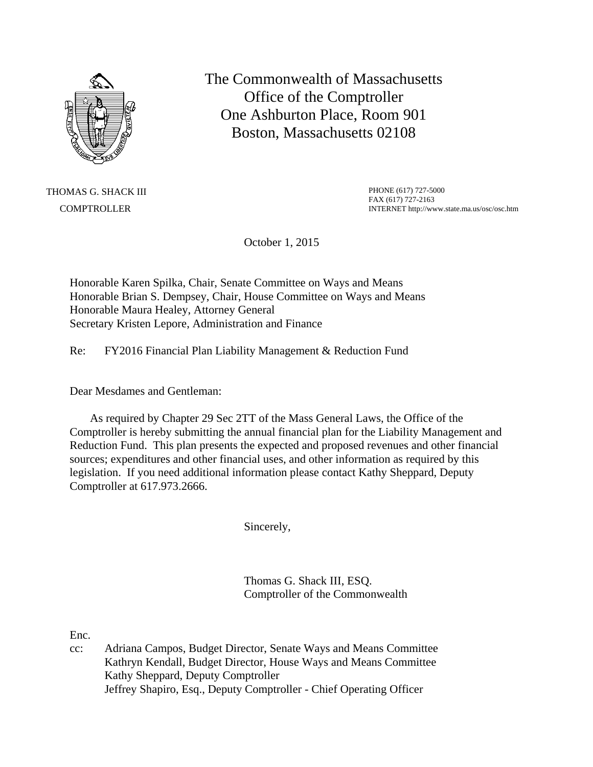The Commonwealth of Massachusetts
Office of the Comptroller
One Ashburton Place, Room 901
Boston, Massachusetts 02108

THOMAS G. SHACK III
COMPTROLLER

PHONE (617) 727-5000
FAX (617) 727-2163
INTERNET http://www.state.ma.us/osc/osc.htm

October 1, 2015

Honorable Karen Spilka, Chair, Senate Committee on Ways and Means
Honorable Brian S. Dempsey, Chair, House Committee on Ways and Means
Honorable Maura Healey, Attorney General
Secretary Kristen Lepore, Administration and Finance

Re: FY2016 Financial Plan Liability Management & Reduction Fund

Dear Mesdames and Gentleman:

As required by Chapter 29 Sec 2TT of the Mass General Laws, the Office of the Comptroller is hereby submitting the annual financial plan for the Liability Management and Reduction Fund. This plan presents the expected and proposed revenues and other financial sources; expenditures and other financial uses, and other information as required by this legislation. If you need additional information please contact Kathy Sheppard, Deputy Comptroller at 617.973.2666.

Sincerely,

Thomas G. Shack III, ESQ.
Comptroller of the Commonwealth

Enc.

cc: Adriana Campos, Budget Director, Senate Ways and Means Committee
Kathryn Kendall, Budget Director, House Ways and Means Committee
Kathy Sheppard, Deputy Comptroller
Jeffrey Shapiro, Esq., Deputy Comptroller - Chief Operating Officer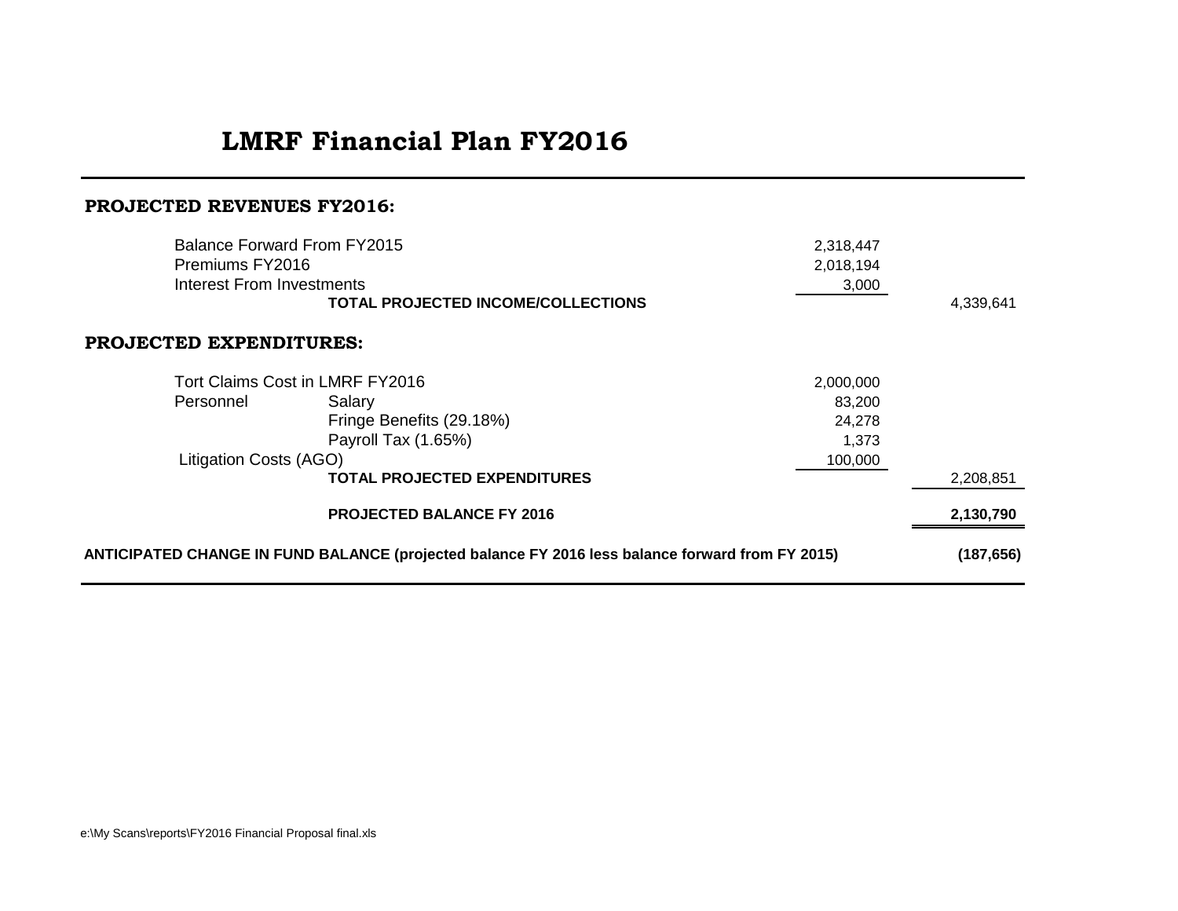# LMRF Financial Plan FY2016

## PROJECTED REVENUES FY2016:

| | | | |
|---|---|---|---|
| Balance Forward From FY2015 | | 2,318,447 | |
| Premiums FY2016 | | 2,018,194 | |
| Interest From Investments | | 3,000 | |
| | **TOTAL PROJECTED INCOME/COLLECTIONS** | | 4,339,641 |

## PROJECTED EXPENDITURES:

| | | | |
|---|---|---|---|
| Tort Claims Cost in LMRF FY2016 | | 2,000,000 | |
| Personnel | Salary | 83,200 | |
| | Fringe Benefits (29.18%) | 24,278 | |
| | Payroll Tax (1.65%) | 1,373 | |
| Litigation Costs (AGO) | | 100,000 | |
| | **TOTAL PROJECTED EXPENDITURES** | | 2,208,851 |
| | **PROJECTED BALANCE FY 2016** | | **2,130,790** |

**ANTICIPATED CHANGE IN FUND BALANCE (projected balance FY 2016 less balance forward from FY 2015)** **(187,656)**

e:\My Scans\reports\FY2016 Financial Proposal final.xls